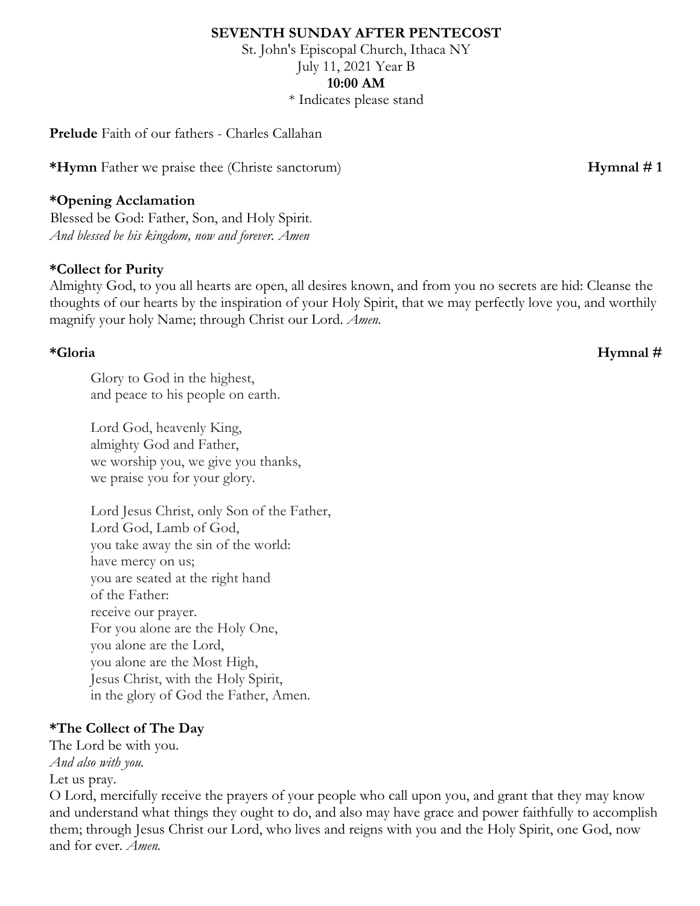**SEVENTH SUNDAY AFTER PENTECOST**

St. John's Episcopal Church, Ithaca NY
July 11, 2021 Year B
**10:00 AM**
* Indicates please stand

**Prelude** Faith of our fathers - Charles Callahan

***Hymn** Father we praise thee (Christe sanctorum) **Hymnal # 1**

**\*Opening Acclamation**

Blessed be God: Father, Son, and Holy Spirit.
*And blessed be his kingdom, now and forever. Amen*

**\*Collect for Purity**

Almighty God, to you all hearts are open, all desires known, and from you no secrets are hid: Cleanse the thoughts of our hearts by the inspiration of your Holy Spirit, that we may perfectly love you, and worthily magnify your holy Name; through Christ our Lord. *Amen.*

***Gloria** **Hymnal #**

Glory to God in the highest,
and peace to his people on earth.

Lord God, heavenly King,
almighty God and Father,
we worship you, we give you thanks,
we praise you for your glory.

Lord Jesus Christ, only Son of the Father,
Lord God, Lamb of God,
you take away the sin of the world:
have mercy on us;
you are seated at the right hand
of the Father:
receive our prayer.
For you alone are the Holy One,
you alone are the Lord,
you alone are the Most High,
Jesus Christ, with the Holy Spirit,
in the glory of God the Father, Amen.

**\*The Collect of The Day**

The Lord be with you.
*And also with you.*
Let us pray.
O Lord, mercifully receive the prayers of your people who call upon you, and grant that they may know and understand what things they ought to do, and also may have grace and power faithfully to accomplish them; through Jesus Christ our Lord, who lives and reigns with you and the Holy Spirit, one God, now and for ever. *Amen.*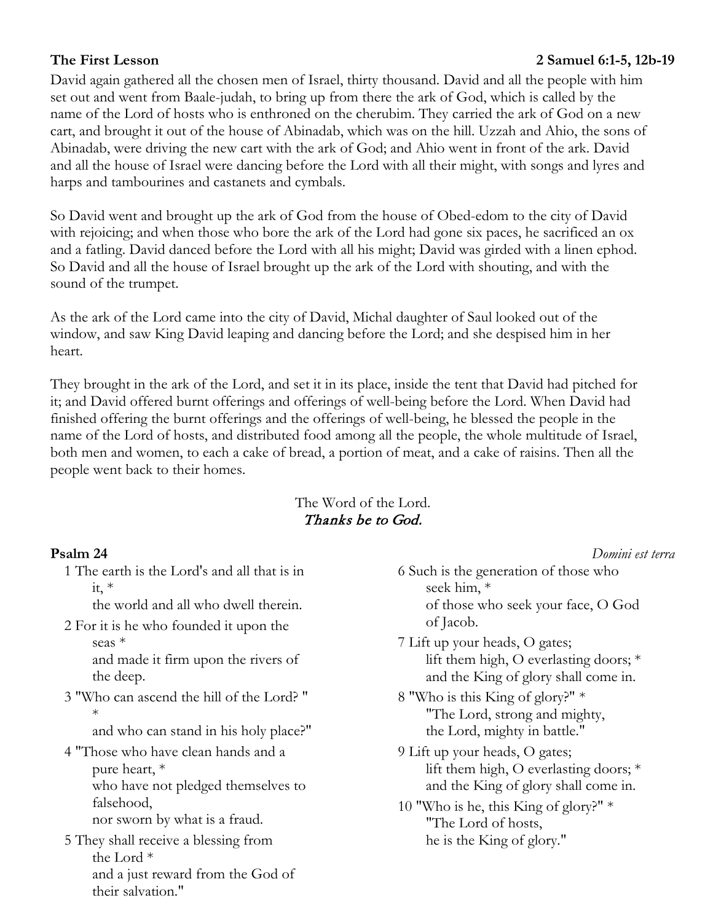**The First Lesson** **2 Samuel 6:1-5, 12b-19**

David again gathered all the chosen men of Israel, thirty thousand. David and all the people with him set out and went from Baale-judah, to bring up from there the ark of God, which is called by the name of the Lord of hosts who is enthroned on the cherubim. They carried the ark of God on a new cart, and brought it out of the house of Abinadab, which was on the hill. Uzzah and Ahio, the sons of Abinadab, were driving the new cart with the ark of God; and Ahio went in front of the ark. David and all the house of Israel were dancing before the Lord with all their might, with songs and lyres and harps and tambourines and castanets and cymbals.

So David went and brought up the ark of God from the house of Obed-edom to the city of David with rejoicing; and when those who bore the ark of the Lord had gone six paces, he sacrificed an ox and a fatling. David danced before the Lord with all his might; David was girded with a linen ephod. So David and all the house of Israel brought up the ark of the Lord with shouting, and with the sound of the trumpet.

As the ark of the Lord came into the city of David, Michal daughter of Saul looked out of the window, and saw King David leaping and dancing before the Lord; and she despised him in her heart.

They brought in the ark of the Lord, and set it in its place, inside the tent that David had pitched for it; and David offered burnt offerings and offerings of well-being before the Lord. When David had finished offering the burnt offerings and the offerings of well-being, he blessed the people in the name of the Lord of hosts, and distributed food among all the people, the whole multitude of Israel, both men and women, to each a cake of bread, a portion of meat, and a cake of raisins. Then all the people went back to their homes.

The Word of the Lord.
*Thanks be to God.*

**Psalm 24** *Domini est terra*

1 The earth is the Lord's and all that is in it, *
the world and all who dwell therein.

2 For it is he who founded it upon the seas *
and made it firm upon the rivers of the deep.

3 "Who can ascend the hill of the Lord? " *
and who can stand in his holy place?"

4 "Those who have clean hands and a pure heart, *
who have not pledged themselves to falsehood,
nor sworn by what is a fraud.

5 They shall receive a blessing from the Lord *
and a just reward from the God of their salvation."

6 Such is the generation of those who seek him, *
of those who seek your face, O God of Jacob.

7 Lift up your heads, O gates;
lift them high, O everlasting doors; *
and the King of glory shall come in.

8 "Who is this King of glory?" *
"The Lord, strong and mighty,
the Lord, mighty in battle."

9 Lift up your heads, O gates;
lift them high, O everlasting doors; *
and the King of glory shall come in.

10 "Who is he, this King of glory?" *
"The Lord of hosts,
he is the King of glory."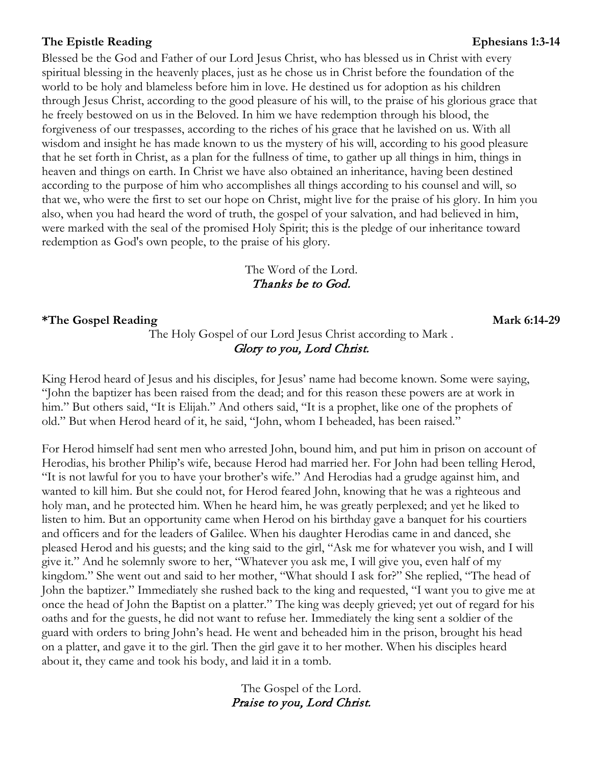**The Epistle Reading** **Ephesians 1:3-14**

Blessed be the God and Father of our Lord Jesus Christ, who has blessed us in Christ with every spiritual blessing in the heavenly places, just as he chose us in Christ before the foundation of the world to be holy and blameless before him in love. He destined us for adoption as his children through Jesus Christ, according to the good pleasure of his will, to the praise of his glorious grace that he freely bestowed on us in the Beloved. In him we have redemption through his blood, the forgiveness of our trespasses, according to the riches of his grace that he lavished on us. With all wisdom and insight he has made known to us the mystery of his will, according to his good pleasure that he set forth in Christ, as a plan for the fullness of time, to gather up all things in him, things in heaven and things on earth. In Christ we have also obtained an inheritance, having been destined according to the purpose of him who accomplishes all things according to his counsel and will, so that we, who were the first to set our hope on Christ, might live for the praise of his glory. In him you also, when you had heard the word of truth, the gospel of your salvation, and had believed in him, were marked with the seal of the promised Holy Spirit; this is the pledge of our inheritance toward redemption as God's own people, to the praise of his glory.

The Word of the Lord.
*Thanks be to God.*

**\*The Gospel Reading** **Mark 6:14-29**

The Holy Gospel of our Lord Jesus Christ according to Mark .
*Glory to you, Lord Christ.*

King Herod heard of Jesus and his disciples, for Jesus' name had become known. Some were saying, "John the baptizer has been raised from the dead; and for this reason these powers are at work in him." But others said, "It is Elijah." And others said, "It is a prophet, like one of the prophets of old." But when Herod heard of it, he said, "John, whom I beheaded, has been raised."

For Herod himself had sent men who arrested John, bound him, and put him in prison on account of Herodias, his brother Philip's wife, because Herod had married her. For John had been telling Herod, "It is not lawful for you to have your brother's wife." And Herodias had a grudge against him, and wanted to kill him. But she could not, for Herod feared John, knowing that he was a righteous and holy man, and he protected him. When he heard him, he was greatly perplexed; and yet he liked to listen to him. But an opportunity came when Herod on his birthday gave a banquet for his courtiers and officers and for the leaders of Galilee. When his daughter Herodias came in and danced, she pleased Herod and his guests; and the king said to the girl, "Ask me for whatever you wish, and I will give it." And he solemnly swore to her, "Whatever you ask me, I will give you, even half of my kingdom." She went out and said to her mother, "What should I ask for?" She replied, "The head of John the baptizer." Immediately she rushed back to the king and requested, "I want you to give me at once the head of John the Baptist on a platter." The king was deeply grieved; yet out of regard for his oaths and for the guests, he did not want to refuse her. Immediately the king sent a soldier of the guard with orders to bring John's head. He went and beheaded him in the prison, brought his head on a platter, and gave it to the girl. Then the girl gave it to her mother. When his disciples heard about it, they came and took his body, and laid it in a tomb.

The Gospel of the Lord.
*Praise to you, Lord Christ.*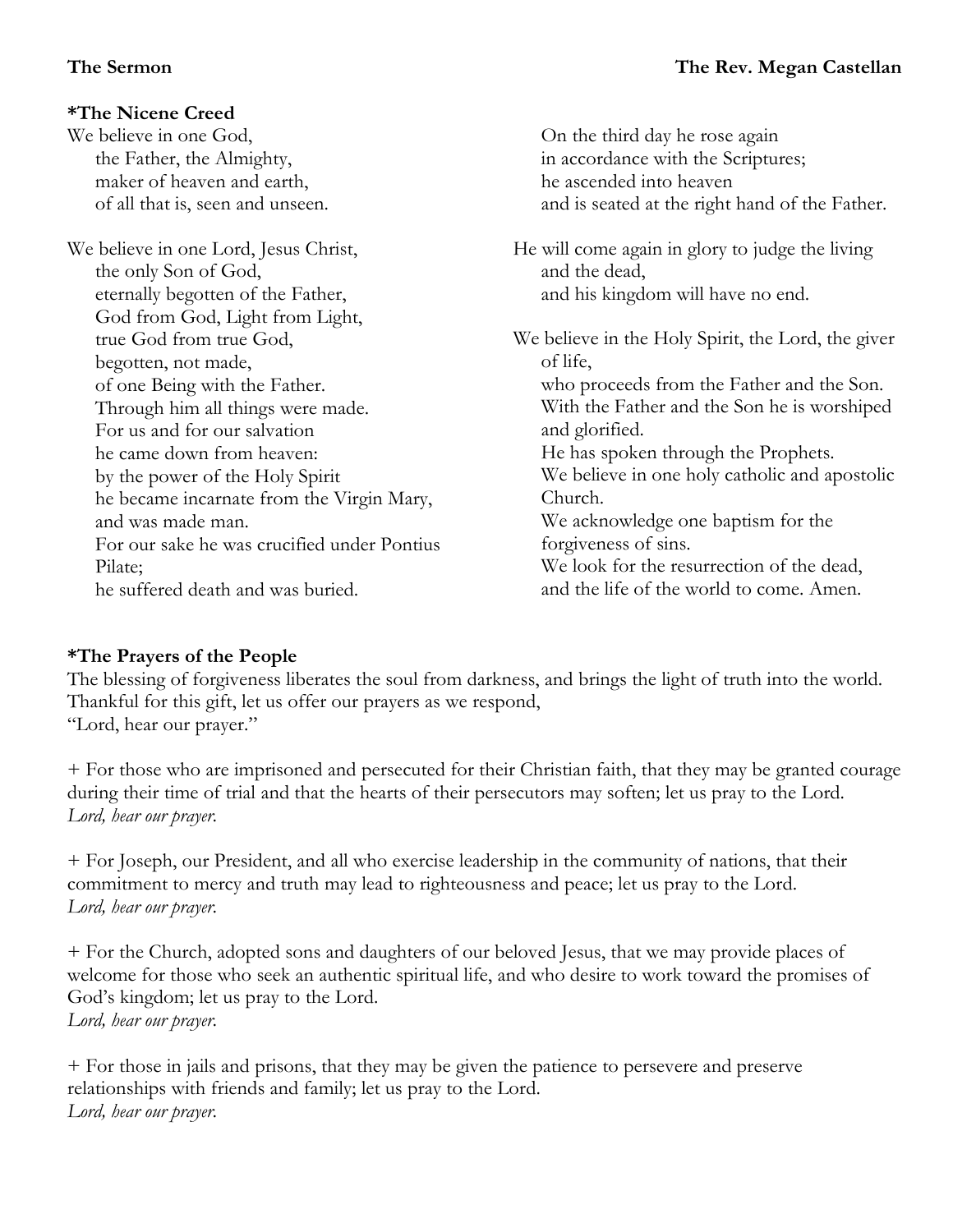**The Sermon** **The Rev. Megan Castellan**

**\*The Nicene Creed**

We believe in one God,
the Father, the Almighty,
maker of heaven and earth,
of all that is, seen and unseen.

We believe in one Lord, Jesus Christ,
the only Son of God,
eternally begotten of the Father,
God from God, Light from Light,
true God from true God,
begotten, not made,
of one Being with the Father.
Through him all things were made.
For us and for our salvation
he came down from heaven:
by the power of the Holy Spirit
he became incarnate from the Virgin Mary,
and was made man.
For our sake he was crucified under Pontius Pilate;
he suffered death and was buried.
On the third day he rose again
in accordance with the Scriptures;
he ascended into heaven
and is seated at the right hand of the Father.

He will come again in glory to judge the living and the dead,
and his kingdom will have no end.

We believe in the Holy Spirit, the Lord, the giver of life,
who proceeds from the Father and the Son.
With the Father and the Son he is worshiped and glorified.
He has spoken through the Prophets.
We believe in one holy catholic and apostolic Church.
We acknowledge one baptism for the forgiveness of sins.
We look for the resurrection of the dead,
and the life of the world to come. Amen.

**\*The Prayers of the People**

The blessing of forgiveness liberates the soul from darkness, and brings the light of truth into the world. Thankful for this gift, let us offer our prayers as we respond,
"Lord, hear our prayer."

+ For those who are imprisoned and persecuted for their Christian faith, that they may be granted courage during their time of trial and that the hearts of their persecutors may soften; let us pray to the Lord.
*Lord, hear our prayer.*

+ For Joseph, our President, and all who exercise leadership in the community of nations, that their commitment to mercy and truth may lead to righteousness and peace; let us pray to the Lord.
*Lord, hear our prayer.*

+ For the Church, adopted sons and daughters of our beloved Jesus, that we may provide places of welcome for those who seek an authentic spiritual life, and who desire to work toward the promises of God's kingdom; let us pray to the Lord.
*Lord, hear our prayer.*

+ For those in jails and prisons, that they may be given the patience to persevere and preserve relationships with friends and family; let us pray to the Lord.
*Lord, hear our prayer.*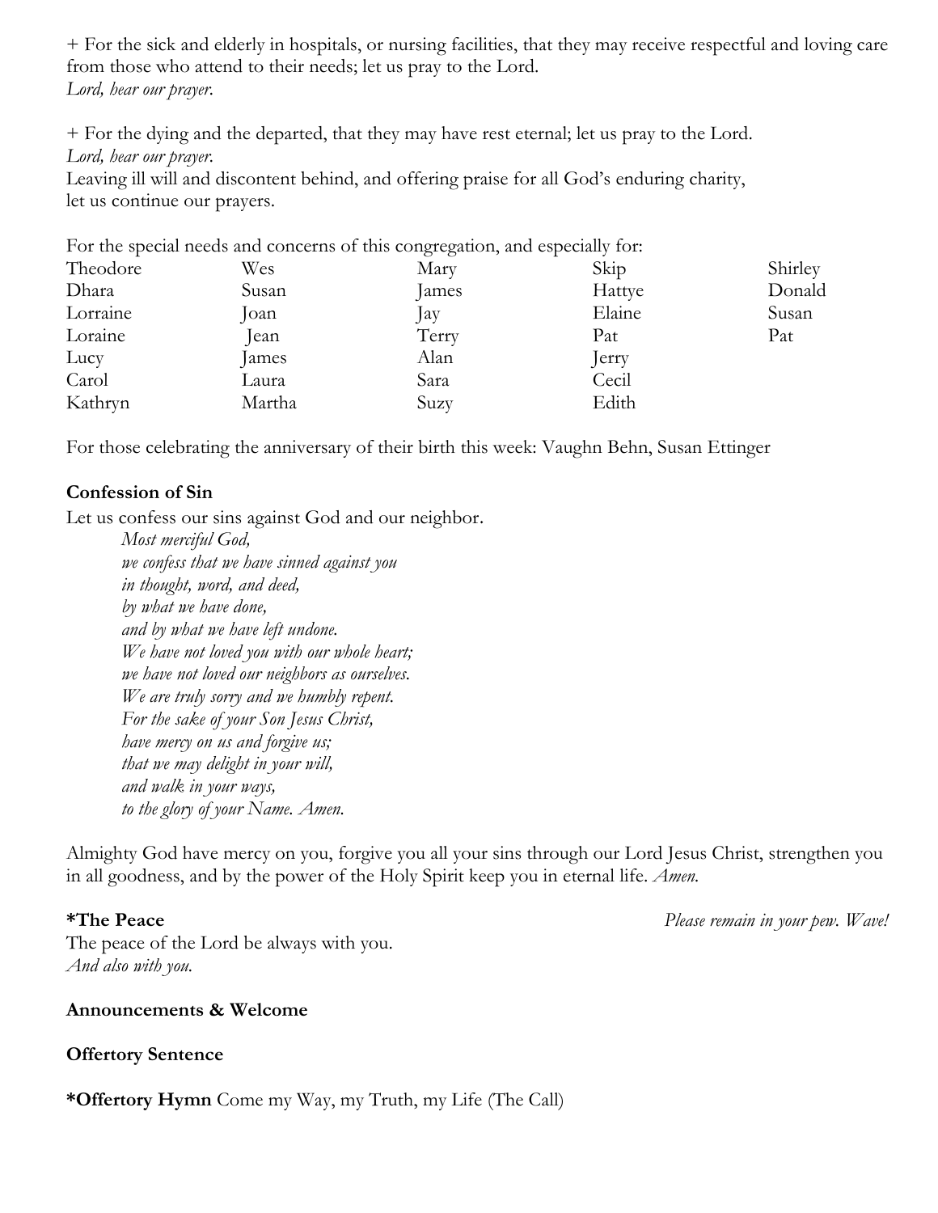+ For the sick and elderly in hospitals, or nursing facilities, that they may receive respectful and loving care from those who attend to their needs; let us pray to the Lord.
*Lord, hear our prayer.*

+ For the dying and the departed, that they may have rest eternal; let us pray to the Lord.
*Lord, hear our prayer.*
Leaving ill will and discontent behind, and offering praise for all God's enduring charity, let us continue our prayers.

For the special needs and concerns of this congregation, and especially for:

| | | | | |
|---|---|---|---|---|
| Theodore | Wes | Mary | Skip | Shirley |
| Dhara | Susan | James | Hattye | Donald |
| Lorraine | Joan | Jay | Elaine | Susan |
| Loraine | Jean | Terry | Pat | Pat |
| Lucy | James | Alan | Jerry | |
| Carol | Laura | Sara | Cecil | |
| Kathryn | Martha | Suzy | Edith | |

For those celebrating the anniversary of their birth this week: Vaughn Behn, Susan Ettinger

**Confession of Sin**

Let us confess our sins against God and our neighbor.

*Most merciful God,*
*we confess that we have sinned against you*
*in thought, word, and deed,*
*by what we have done,*
*and by what we have left undone.*
*We have not loved you with our whole heart;*
*we have not loved our neighbors as ourselves.*
*We are truly sorry and we humbly repent.*
*For the sake of your Son Jesus Christ,*
*have mercy on us and forgive us;*
*that we may delight in your will,*
*and walk in your ways,*
*to the glory of your Name. Amen.*

Almighty God have mercy on you, forgive you all your sins through our Lord Jesus Christ, strengthen you in all goodness, and by the power of the Holy Spirit keep you in eternal life. *Amen.*

**\*The Peace** *Please remain in your pew. Wave!*

The peace of the Lord be always with you.
*And also with you.*

**Announcements & Welcome**

**Offertory Sentence**

**\*Offertory Hymn** Come my Way, my Truth, my Life (The Call)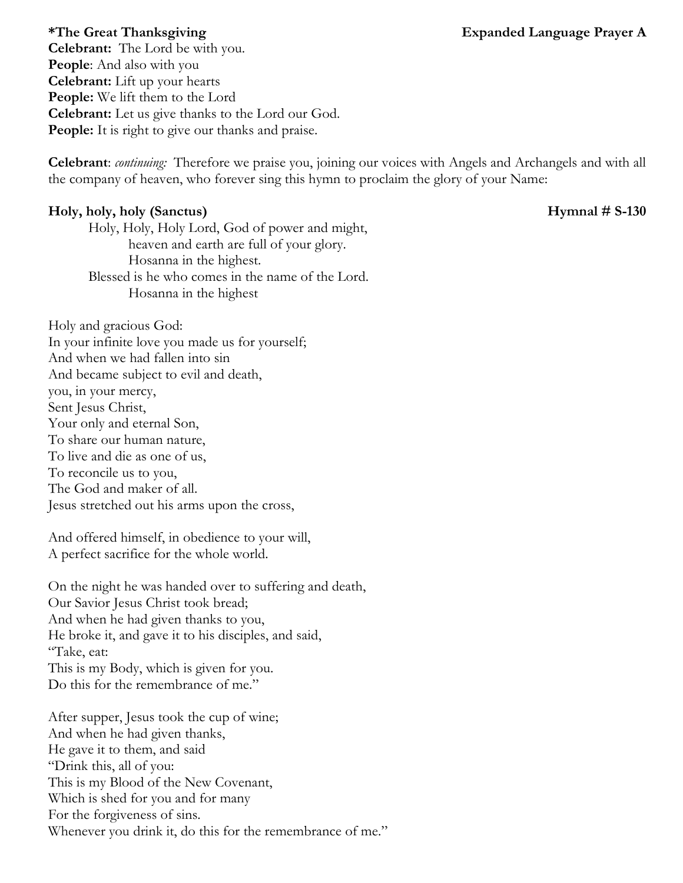**\*The Great Thanksgiving** **Expanded Language Prayer A**

**Celebrant:** The Lord be with you.
**People**: And also with you
**Celebrant:** Lift up your hearts
**People:** We lift them to the Lord
**Celebrant:** Let us give thanks to the Lord our God.
**People:** It is right to give our thanks and praise.

**Celebrant**: *continuing:* Therefore we praise you, joining our voices with Angels and Archangels and with all the company of heaven, who forever sing this hymn to proclaim the glory of your Name:

**Holy, holy, holy (Sanctus)** **Hymnal # S-130**

Holy, Holy, Holy Lord, God of power and might,
heaven and earth are full of your glory.
Hosanna in the highest.
Blessed is he who comes in the name of the Lord.
Hosanna in the highest

Holy and gracious God:
In your infinite love you made us for yourself;
And when we had fallen into sin
And became subject to evil and death,
you, in your mercy,
Sent Jesus Christ,
Your only and eternal Son,
To share our human nature,
To live and die as one of us,
To reconcile us to you,
The God and maker of all.
Jesus stretched out his arms upon the cross,

And offered himself, in obedience to your will,
A perfect sacrifice for the whole world.

On the night he was handed over to suffering and death,
Our Savior Jesus Christ took bread;
And when he had given thanks to you,
He broke it, and gave it to his disciples, and said,
"Take, eat:
This is my Body, which is given for you.
Do this for the remembrance of me."

After supper, Jesus took the cup of wine;
And when he had given thanks,
He gave it to them, and said
"Drink this, all of you:
This is my Blood of the New Covenant,
Which is shed for you and for many
For the forgiveness of sins.
Whenever you drink it, do this for the remembrance of me."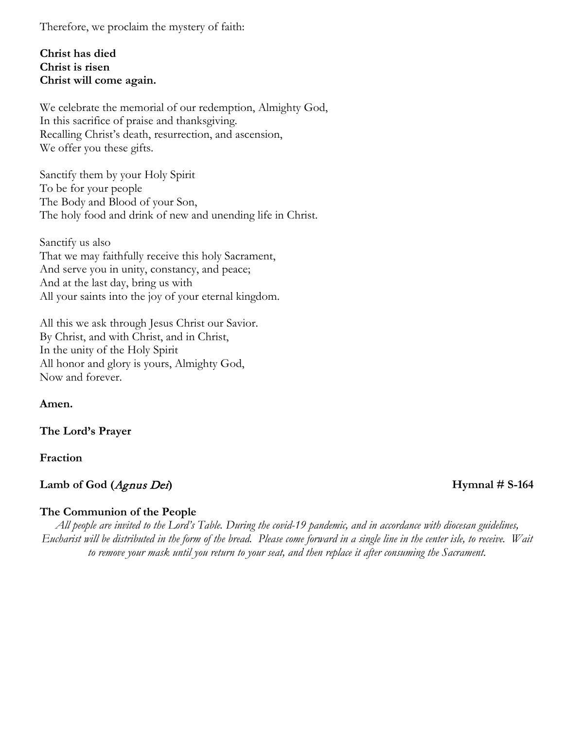Therefore, we proclaim the mystery of faith:

**Christ has died**
**Christ is risen**
**Christ will come again.**

We celebrate the memorial of our redemption, Almighty God,
In this sacrifice of praise and thanksgiving.
Recalling Christ's death, resurrection, and ascension,
We offer you these gifts.

Sanctify them by your Holy Spirit
To be for your people
The Body and Blood of your Son,
The holy food and drink of new and unending life in Christ.

Sanctify us also
That we may faithfully receive this holy Sacrament,
And serve you in unity, constancy, and peace;
And at the last day, bring us with
All your saints into the joy of your eternal kingdom.

All this we ask through Jesus Christ our Savior.
By Christ, and with Christ, and in Christ,
In the unity of the Holy Spirit
All honor and glory is yours, Almighty God,
Now and forever.

**Amen.**

**The Lord's Prayer**

**Fraction**

**Lamb of God (*Agnus Dei*)** **Hymnal # S-164**

**The Communion of the People**

*All people are invited to the Lord's Table. During the covid-19 pandemic, and in accordance with diocesan guidelines, Eucharist will be distributed in the form of the bread. Please come forward in a single line in the center isle, to receive. Wait to remove your mask until you return to your seat, and then replace it after consuming the Sacrament.*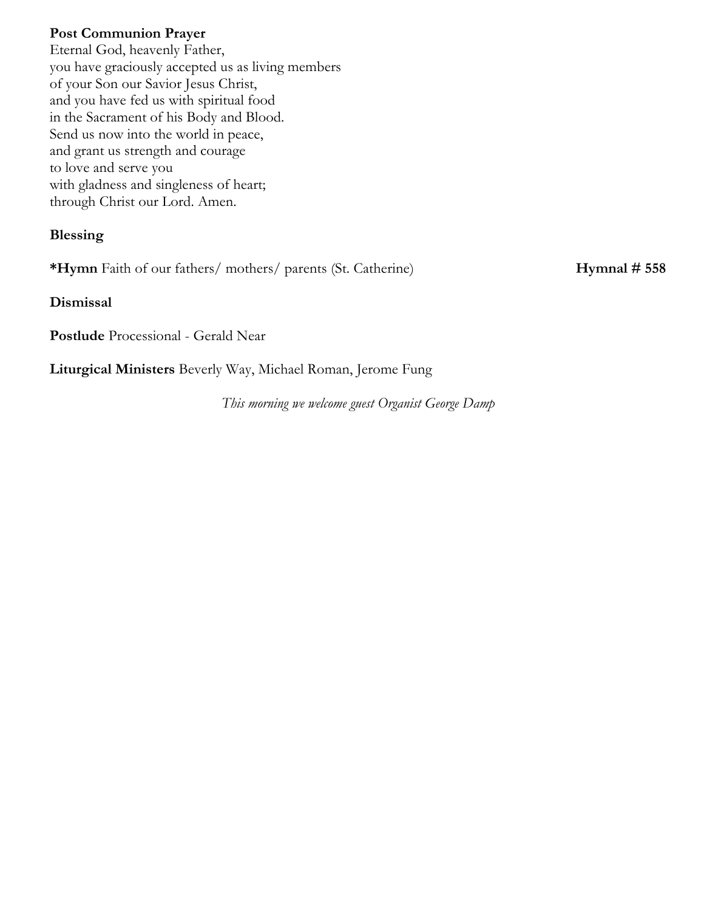**Post Communion Prayer**
Eternal God, heavenly Father,
you have graciously accepted us as living members
of your Son our Savior Jesus Christ,
and you have fed us with spiritual food
in the Sacrament of his Body and Blood.
Send us now into the world in peace,
and grant us strength and courage
to love and serve you
with gladness and singleness of heart;
through Christ our Lord. Amen.

**Blessing**

***Hymn** Faith of our fathers/ mothers/ parents (St. Catherine) **Hymnal # 558**

**Dismissal**

**Postlude** Processional - Gerald Near

**Liturgical Ministers** Beverly Way, Michael Roman, Jerome Fung

*This morning we welcome guest Organist George Damp*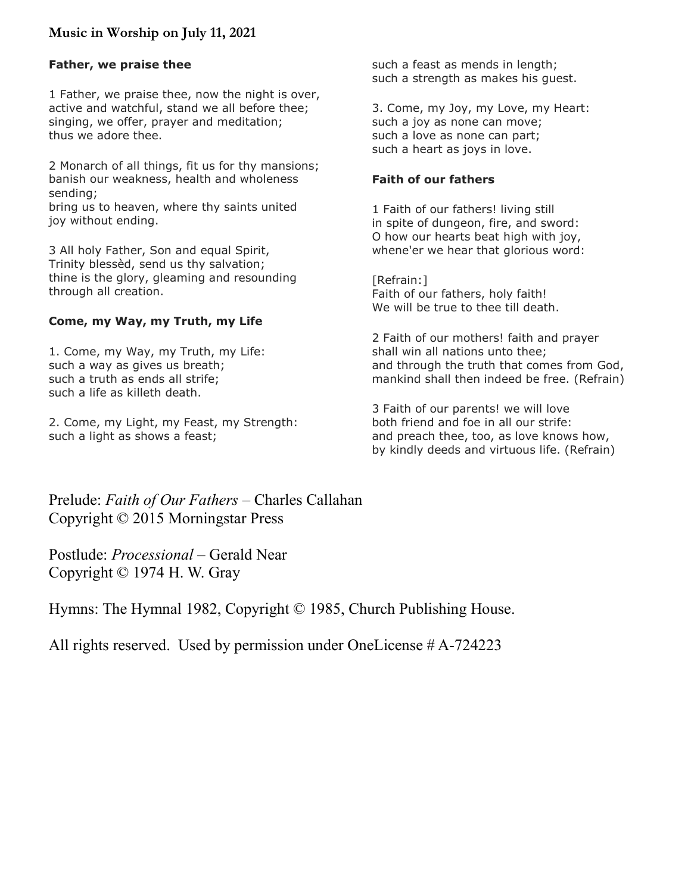**Music in Worship on July 11, 2021**

**Father, we praise thee**

1 Father, we praise thee, now the night is over,
active and watchful, stand we all before thee;
singing, we offer, prayer and meditation;
thus we adore thee.

2 Monarch of all things, fit us for thy mansions;
banish our weakness, health and wholeness sending;
bring us to heaven, where thy saints united
joy without ending.

3 All holy Father, Son and equal Spirit,
Trinity blessèd, send us thy salvation;
thine is the glory, gleaming and resounding
through all creation.

**Come, my Way, my Truth, my Life**

1. Come, my Way, my Truth, my Life:
such a way as gives us breath;
such a truth as ends all strife;
such a life as killeth death.

2. Come, my Light, my Feast, my Strength:
such a light as shows a feast;
such a feast as mends in length;
such a strength as makes his guest.

3. Come, my Joy, my Love, my Heart:
such a joy as none can move;
such a love as none can part;
such a heart as joys in love.

**Faith of our fathers**

1 Faith of our fathers! living still
in spite of dungeon, fire, and sword:
O how our hearts beat high with joy,
whene'er we hear that glorious word:

[Refrain:]
Faith of our fathers, holy faith!
We will be true to thee till death.

2 Faith of our mothers! faith and prayer
shall win all nations unto thee;
and through the truth that comes from God,
mankind shall then indeed be free. (Refrain)

3 Faith of our parents! we will love
both friend and foe in all our strife:
and preach thee, too, as love knows how,
by kindly deeds and virtuous life. (Refrain)

Prelude: *Faith of Our Fathers* – Charles Callahan
Copyright © 2015 Morningstar Press

Postlude: *Processional* – Gerald Near
Copyright © 1974 H. W. Gray

Hymns: The Hymnal 1982, Copyright © 1985, Church Publishing House.

All rights reserved. Used by permission under OneLicense # A-724223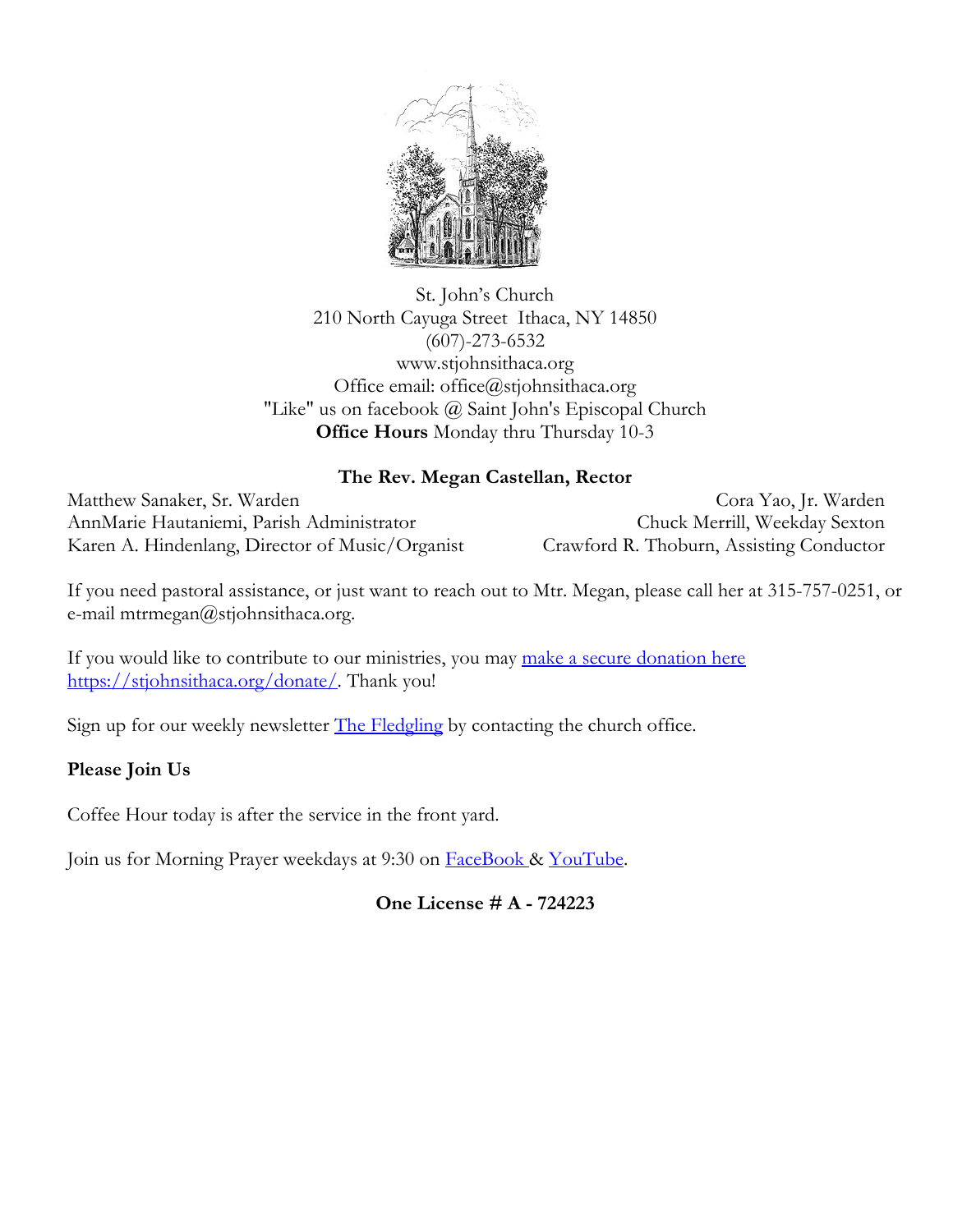St. John's Church
210 North Cayuga Street Ithaca, NY 14850
(607)-273-6532
www.stjohnsithaca.org
Office email: office@stjohnsithaca.org
"Like" us on facebook @ Saint John's Episcopal Church
**Office Hours** Monday thru Thursday 10-3

**The Rev. Megan Castellan, Rector**

Matthew Sanaker, Sr. Warden
Cora Yao, Jr. Warden
AnnMarie Hautaniemi, Parish Administrator
Chuck Merrill, Weekday Sexton
Karen A. Hindenlang, Director of Music/Organist
Crawford R. Thoburn, Assisting Conductor

If you need pastoral assistance, or just want to reach out to Mtr. Megan, please call her at 315-757-0251, or e-mail mtrmegan@stjohnsithaca.org.

If you would like to contribute to our ministries, you may [make a secure donation here](https://stjohnsithaca.org/donate/) [https://stjohnsithaca.org/donate/](https://stjohnsithaca.org/donate/). Thank you!

Sign up for our weekly newsletter The Fledgling by contacting the church office.

**Please Join Us**

Coffee Hour today is after the service in the front yard.

Join us for Morning Prayer weekdays at 9:30 on FaceBook & YouTube.

**One License # A - 724223**